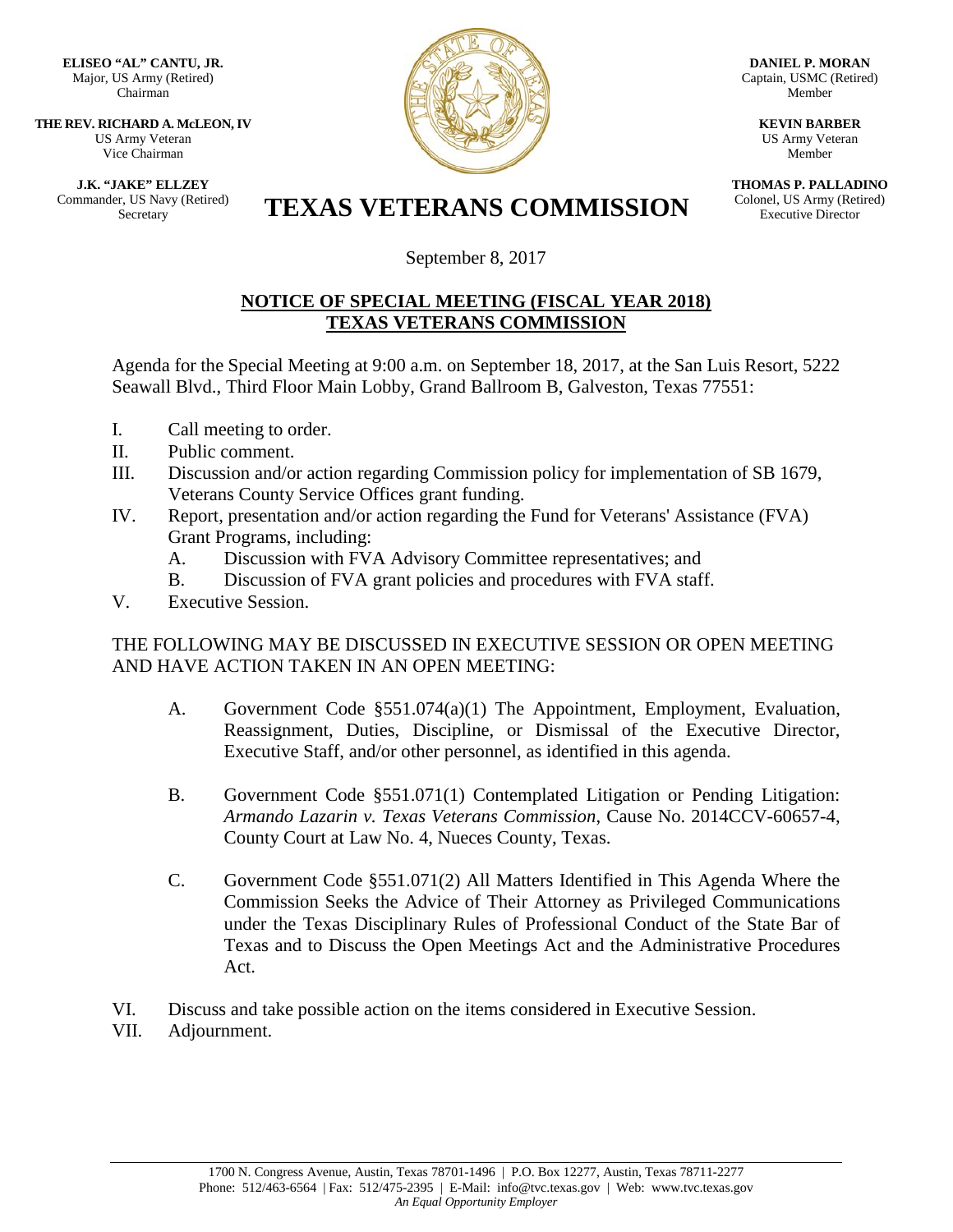**ELISEO "AL" CANTU, JR.**
Major, US Army (Retired)
Chairman

**THE REV. RICHARD A. McLEON, IV**
US Army Veteran
Vice Chairman

**J.K. "JAKE" ELLZEY**
Commander, US Navy (Retired)
Secretary

**DANIEL P. MORAN**
Captain, USMC (Retired)
Member

**KEVIN BARBER**
US Army Veteran
Member

**THOMAS P. PALLADINO**
Colonel, US Army (Retired)
Executive Director

# TEXAS VETERANS COMMISSION

September 8, 2017

## NOTICE OF SPECIAL MEETING (FISCAL YEAR 2018) TEXAS VETERANS COMMISSION

Agenda for the Special Meeting at 9:00 a.m. on September 18, 2017, at the San Luis Resort, 5222 Seawall Blvd., Third Floor Main Lobby, Grand Ballroom B, Galveston, Texas 77551:

I. Call meeting to order.
II. Public comment.
III. Discussion and/or action regarding Commission policy for implementation of SB 1679, Veterans County Service Offices grant funding.
IV. Report, presentation and/or action regarding the Fund for Veterans' Assistance (FVA) Grant Programs, including:
   A. Discussion with FVA Advisory Committee representatives; and
   B. Discussion of FVA grant policies and procedures with FVA staff.
V. Executive Session.

THE FOLLOWING MAY BE DISCUSSED IN EXECUTIVE SESSION OR OPEN MEETING AND HAVE ACTION TAKEN IN AN OPEN MEETING:

A. Government Code §551.074(a)(1) The Appointment, Employment, Evaluation, Reassignment, Duties, Discipline, or Dismissal of the Executive Director, Executive Staff, and/or other personnel, as identified in this agenda.

B. Government Code §551.071(1) Contemplated Litigation or Pending Litigation: *Armando Lazarin v. Texas Veterans Commission*, Cause No. 2014CCV-60657-4, County Court at Law No. 4, Nueces County, Texas.

C. Government Code §551.071(2) All Matters Identified in This Agenda Where the Commission Seeks the Advice of Their Attorney as Privileged Communications under the Texas Disciplinary Rules of Professional Conduct of the State Bar of Texas and to Discuss the Open Meetings Act and the Administrative Procedures Act.

VI. Discuss and take possible action on the items considered in Executive Session.
VII. Adjournment.

1700 N. Congress Avenue, Austin, Texas 78701-1496 | P.O. Box 12277, Austin, Texas 78711-2277
Phone: 512/463-6564 | Fax: 512/475-2395 | E-Mail: info@tvc.texas.gov | Web: www.tvc.texas.gov
*An Equal Opportunity Employer*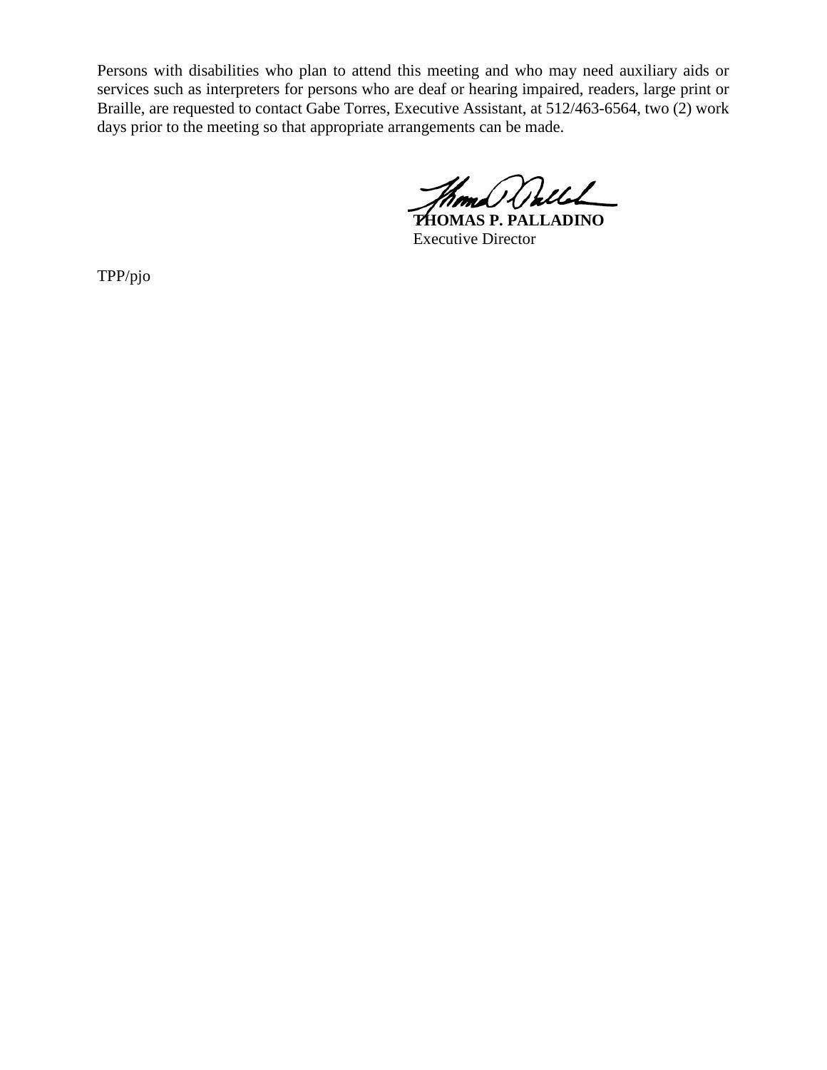Persons with disabilities who plan to attend this meeting and who may need auxiliary aids or services such as interpreters for persons who are deaf or hearing impaired, readers, large print or Braille, are requested to contact Gabe Torres, Executive Assistant, at 512/463-6564, two (2) work days prior to the meeting so that appropriate arrangements can be made.

**THOMAS P. PALLADINO**
Executive Director

TPP/pjo